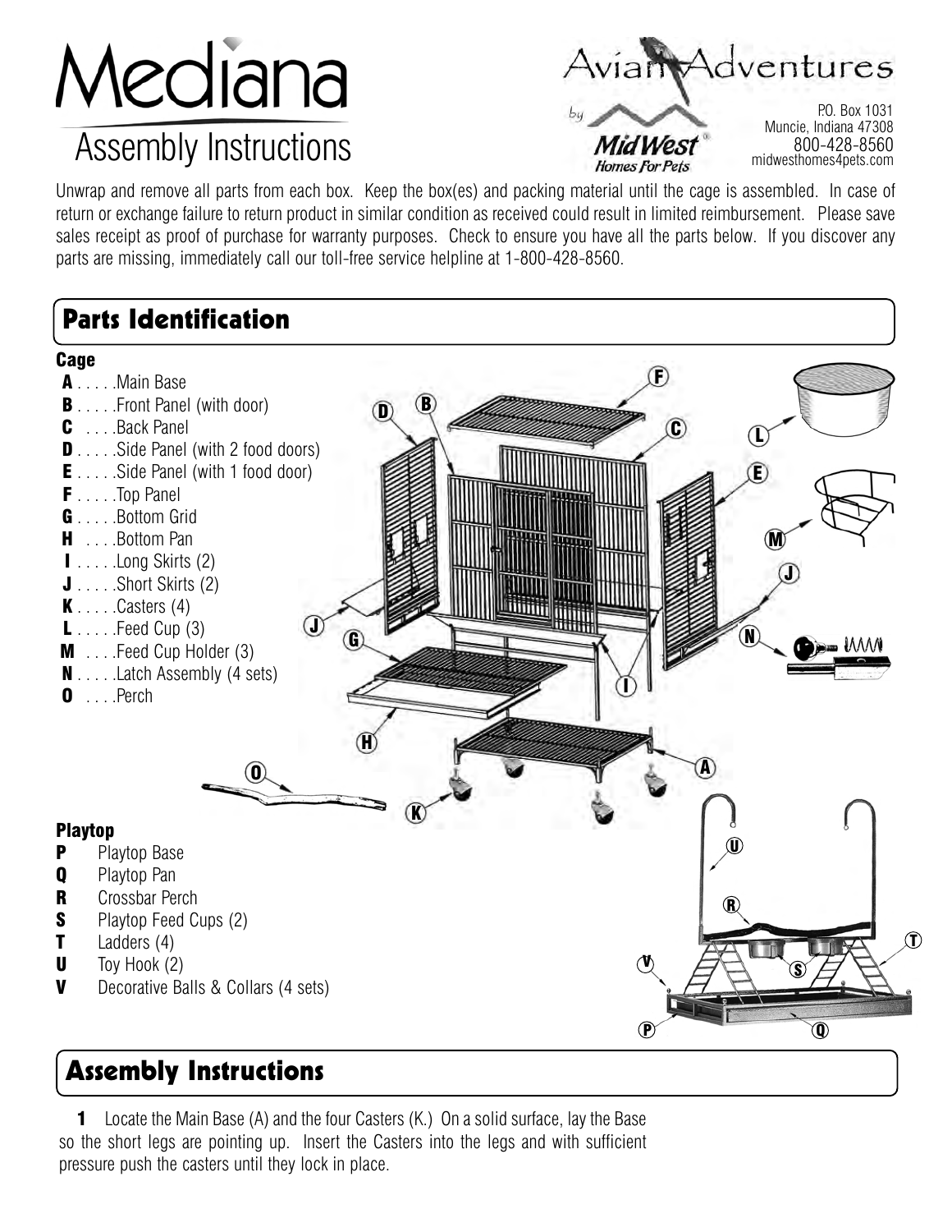# Mediana

## Assembly Instructions

Avian Adventures by MidWest Homes For Pets

P.O. Box 1031
Muncie, Indiana 47308
800-428-8560
midwesthomes4pets.com

Unwrap and remove all parts from each box. Keep the box(es) and packing material until the cage is assembled. In case of return or exchange failure to return product in similar condition as received could result in limited reimbursement. Please save sales receipt as proof of purchase for warranty purposes. Check to ensure you have all the parts below. If you discover any parts are missing, immediately call our toll-free service helpline at 1-800-428-8560.

## Parts Identification

### Cage

- **A** . . . . .Main Base
- **B** . . . . .Front Panel (with door)
- **C** . . . .Back Panel
- **D** . . . . .Side Panel (with 2 food doors)
- **E** . . . . .Side Panel (with 1 food door)
- **F** . . . . .Top Panel
- **G** . . . . .Bottom Grid
- **H** . . . .Bottom Pan
- **I** . . . . .Long Skirts (2)
- **J** . . . . .Short Skirts (2)
- **K** . . . . .Casters (4)
- **L** . . . . .Feed Cup (3)
- **M** . . . .Feed Cup Holder (3)
- **N** . . . . .Latch Assembly (4 sets)
- **O** . . . .Perch

### Playtop

- **P** Playtop Base
- **Q** Playtop Pan
- **R** Crossbar Perch
- **S** Playtop Feed Cups (2)
- **T** Ladders (4)
- **U** Toy Hook (2)
- **V** Decorative Balls & Collars (4 sets)

## Assembly Instructions

**1** Locate the Main Base (A) and the four Casters (K.) On a solid surface, lay the Base so the short legs are pointing up. Insert the Casters into the legs and with sufficient pressure push the casters until they lock in place.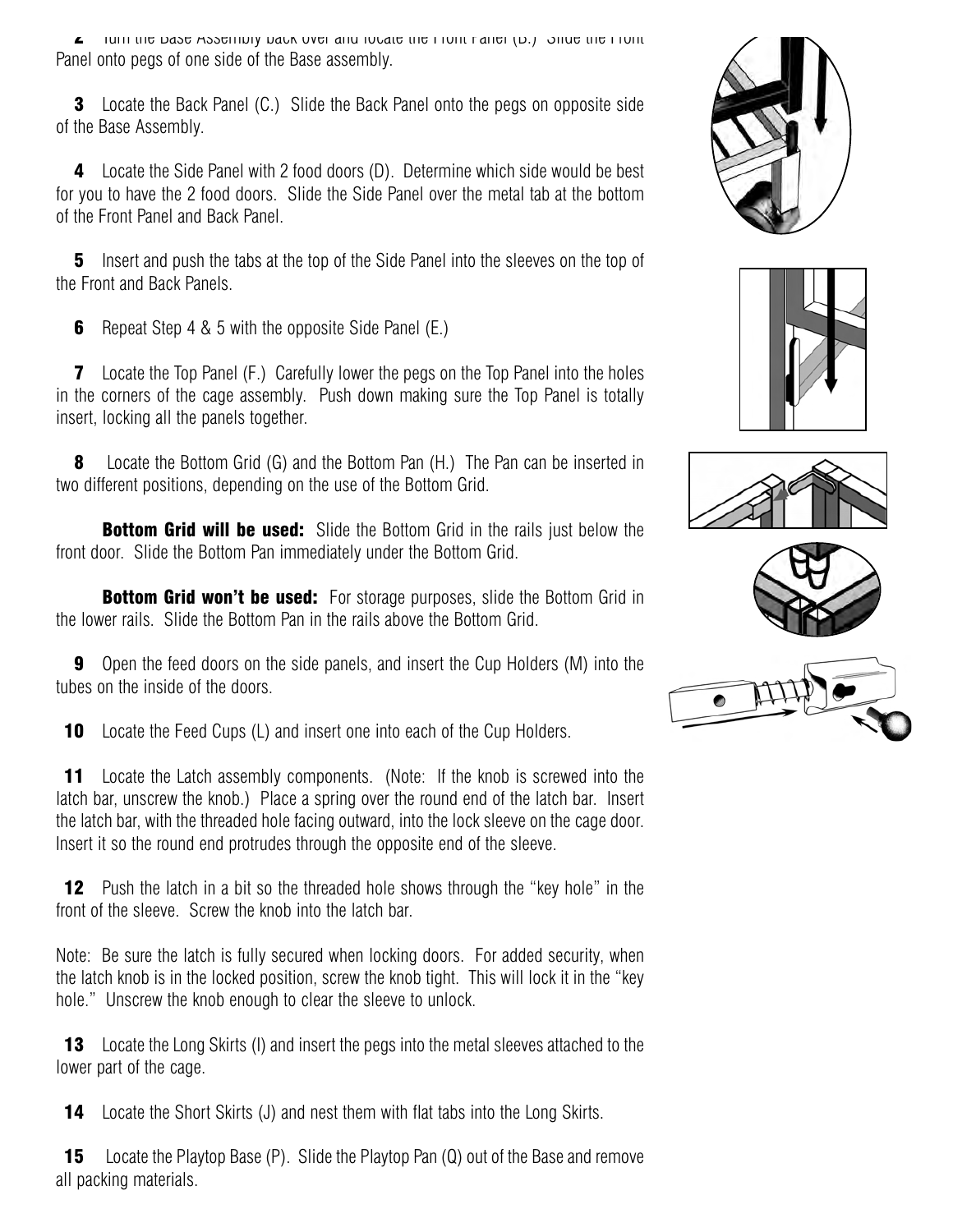**2** Turn the Base Assembly back over and locate the Front Panel (B.) Slide the Front Panel onto pegs of one side of the Base assembly.

**3** Locate the Back Panel (C.) Slide the Back Panel onto the pegs on opposite side of the Base Assembly.

**4** Locate the Side Panel with 2 food doors (D). Determine which side would be best for you to have the 2 food doors. Slide the Side Panel over the metal tab at the bottom of the Front Panel and Back Panel.

**5** Insert and push the tabs at the top of the Side Panel into the sleeves on the top of the Front and Back Panels.

**6** Repeat Step 4 & 5 with the opposite Side Panel (E.)

**7** Locate the Top Panel (F.) Carefully lower the pegs on the Top Panel into the holes in the corners of the cage assembly. Push down making sure the Top Panel is totally insert, locking all the panels together.

**8** Locate the Bottom Grid (G) and the Bottom Pan (H.) The Pan can be inserted in two different positions, depending on the use of the Bottom Grid.

**Bottom Grid will be used:** Slide the Bottom Grid in the rails just below the front door. Slide the Bottom Pan immediately under the Bottom Grid.

**Bottom Grid won't be used:** For storage purposes, slide the Bottom Grid in the lower rails. Slide the Bottom Pan in the rails above the Bottom Grid.

**9** Open the feed doors on the side panels, and insert the Cup Holders (M) into the tubes on the inside of the doors.

**10** Locate the Feed Cups (L) and insert one into each of the Cup Holders.

**11** Locate the Latch assembly components. (Note: If the knob is screwed into the latch bar, unscrew the knob.) Place a spring over the round end of the latch bar. Insert the latch bar, with the threaded hole facing outward, into the lock sleeve on the cage door. Insert it so the round end protrudes through the opposite end of the sleeve.

**12** Push the latch in a bit so the threaded hole shows through the "key hole" in the front of the sleeve. Screw the knob into the latch bar.

Note: Be sure the latch is fully secured when locking doors. For added security, when the latch knob is in the locked position, screw the knob tight. This will lock it in the "key hole." Unscrew the knob enough to clear the sleeve to unlock.

**13** Locate the Long Skirts (I) and insert the pegs into the metal sleeves attached to the lower part of the cage.

**14** Locate the Short Skirts (J) and nest them with flat tabs into the Long Skirts.

**15** Locate the Playtop Base (P). Slide the Playtop Pan (Q) out of the Base and remove all packing materials.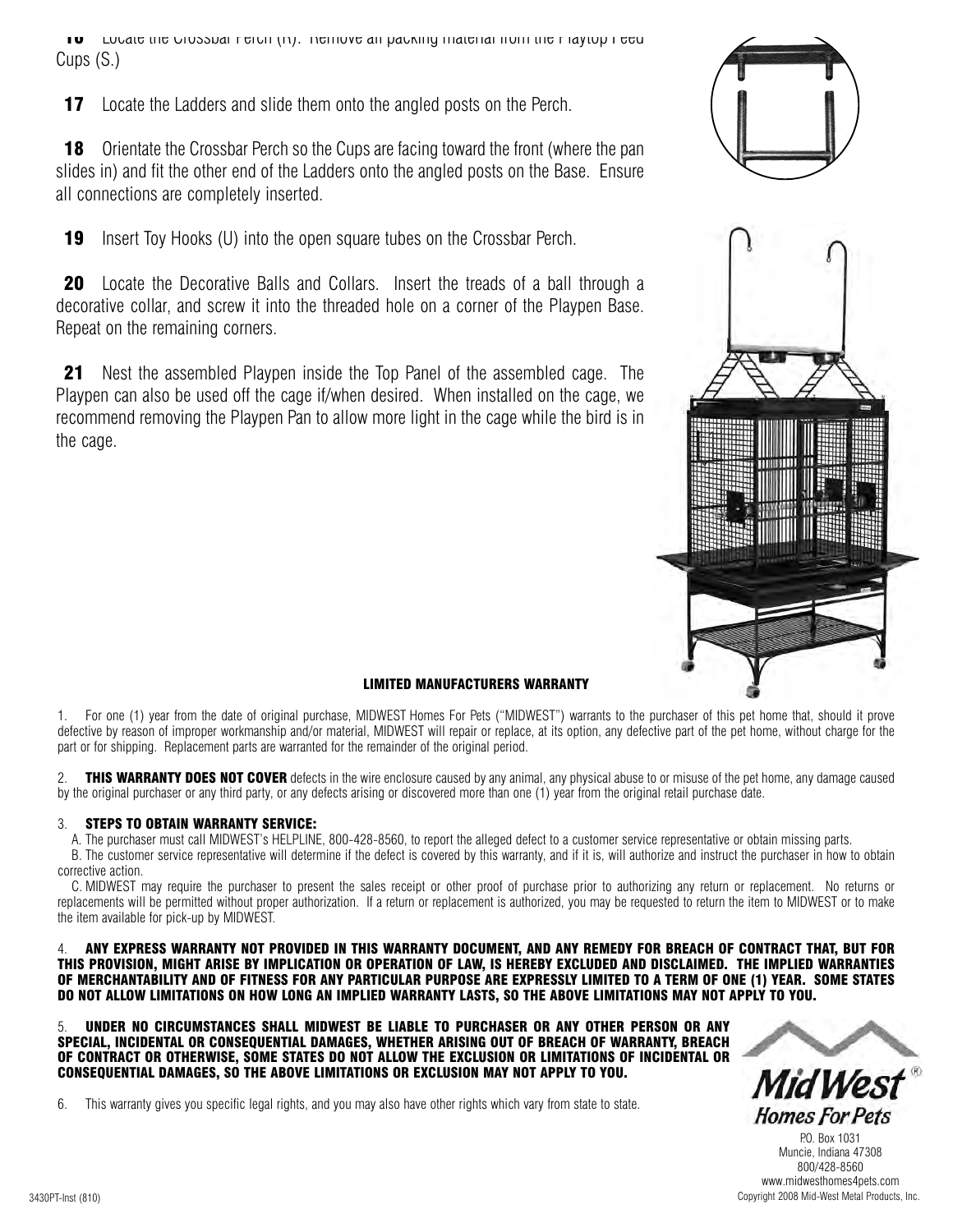**16** Locate the Crossbar Perch (R). Remove all packing material from the Playtop Feed Cups (S.)

**17** Locate the Ladders and slide them onto the angled posts on the Perch.

**18** Orientate the Crossbar Perch so the Cups are facing toward the front (where the pan slides in) and fit the other end of the Ladders onto the angled posts on the Base. Ensure all connections are completely inserted.

**19** Insert Toy Hooks (U) into the open square tubes on the Crossbar Perch.

**20** Locate the Decorative Balls and Collars. Insert the treads of a ball through a decorative collar, and screw it into the threaded hole on a corner of the Playpen Base. Repeat on the remaining corners.

**21** Nest the assembled Playpen inside the Top Panel of the assembled cage. The Playpen can also be used off the cage if/when desired. When installed on the cage, we recommend removing the Playpen Pan to allow more light in the cage while the bird is in the cage.

## LIMITED MANUFACTURERS WARRANTY

1. For one (1) year from the date of original purchase, MIDWEST Homes For Pets ("MIDWEST") warrants to the purchaser of this pet home that, should it prove defective by reason of improper workmanship and/or material, MIDWEST will repair or replace, at its option, any defective part of the pet home, without charge for the part or for shipping. Replacement parts are warranted for the remainder of the original period.

2. **THIS WARRANTY DOES NOT COVER** defects in the wire enclosure caused by any animal, any physical abuse to or misuse of the pet home, any damage caused by the original purchaser or any third party, or any defects arising or discovered more than one (1) year from the original retail purchase date.

3. **STEPS TO OBTAIN WARRANTY SERVICE:**

A. The purchaser must call MIDWEST's HELPLINE, 800-428-8560, to report the alleged defect to a customer service representative or obtain missing parts.

B. The customer service representative will determine if the defect is covered by this warranty, and if it is, will authorize and instruct the purchaser in how to obtain corrective action.

C. MIDWEST may require the purchaser to present the sales receipt or other proof of purchase prior to authorizing any return or replacement. No returns or replacements will be permitted without proper authorization. If a return or replacement is authorized, you may be requested to return the item to MIDWEST or to make the item available for pick-up by MIDWEST.

4. **ANY EXPRESS WARRANTY NOT PROVIDED IN THIS WARRANTY DOCUMENT, AND ANY REMEDY FOR BREACH OF CONTRACT THAT, BUT FOR THIS PROVISION, MIGHT ARISE BY IMPLICATION OR OPERATION OF LAW, IS HEREBY EXCLUDED AND DISCLAIMED. THE IMPLIED WARRANTIES OF MERCHANTABILITY AND OF FITNESS FOR ANY PARTICULAR PURPOSE ARE EXPRESSLY LIMITED TO A TERM OF ONE (1) YEAR. SOME STATES DO NOT ALLOW LIMITATIONS ON HOW LONG AN IMPLIED WARRANTY LASTS, SO THE ABOVE LIMITATIONS MAY NOT APPLY TO YOU.**

5. **UNDER NO CIRCUMSTANCES SHALL MIDWEST BE LIABLE TO PURCHASER OR ANY OTHER PERSON OR ANY SPECIAL, INCIDENTAL OR CONSEQUENTIAL DAMAGES, WHETHER ARISING OUT OF BREACH OF WARRANTY, BREACH OF CONTRACT OR OTHERWISE, SOME STATES DO NOT ALLOW THE EXCLUSION OR LIMITATIONS OF INCIDENTAL OR CONSEQUENTIAL DAMAGES, SO THE ABOVE LIMITATIONS OR EXCLUSION MAY NOT APPLY TO YOU.**

6. This warranty gives you specific legal rights, and you may also have other rights which vary from state to state.

MidWest® Homes For Pets

P.O. Box 1031
Muncie, Indiana 47308
800/428-8560
www.midwesthomes4pets.com

3430PT-Inst (810)

Copyright 2008 Mid-West Metal Products, Inc.